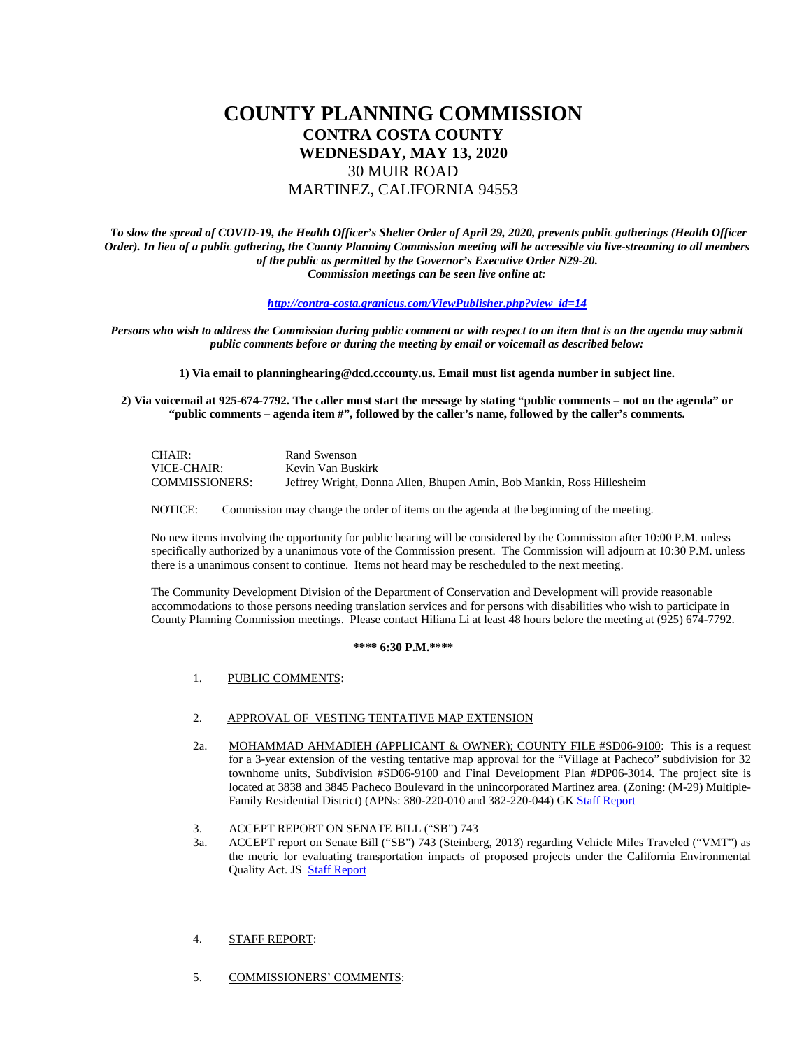# COUNTY PLANNING COMMISSION

## CONTRA COSTA COUNTY

## WEDNESDAY, MAY 13, 2020

30 MUIR ROAD

MARTINEZ, CALIFORNIA 94553

***To slow the spread of COVID-19, the Health Officer's Shelter Order of April 29, 2020, prevents public gatherings (Health Officer Order). In lieu of a public gathering, the County Planning Commission meeting will be accessible via live-streaming to all members of the public as permitted by the Governor's Executive Order N29-20.***
***Commission meetings can be seen live online at:***

***[http://contra-costa.granicus.com/ViewPublisher.php?view_id=14](http://contra-costa.granicus.com/ViewPublisher.php?view_id=14)***

***Persons who wish to address the Commission during public comment or with respect to an item that is on the agenda may submit public comments before or during the meeting by email or voicemail as described below:***

**1) Via email to planninghearing@dcd.cccounty.us. Email must list agenda number in subject line.**

**2) Via voicemail at 925-674-7792. The caller must start the message by stating "public comments – not on the agenda" or "public comments – agenda item #", followed by the caller's name, followed by the caller's comments.**

| | |
|---|---|
| CHAIR: | Rand Swenson |
| VICE-CHAIR: | Kevin Van Buskirk |
| COMMISSIONERS: | Jeffrey Wright, Donna Allen, Bhupen Amin, Bob Mankin, Ross Hillesheim |

NOTICE: Commission may change the order of items on the agenda at the beginning of the meeting.

No new items involving the opportunity for public hearing will be considered by the Commission after 10:00 P.M. unless specifically authorized by a unanimous vote of the Commission present. The Commission will adjourn at 10:30 P.M. unless there is a unanimous consent to continue. Items not heard may be rescheduled to the next meeting.

The Community Development Division of the Department of Conservation and Development will provide reasonable accommodations to those persons needing translation services and for persons with disabilities who wish to participate in County Planning Commission meetings. Please contact Hiliana Li at least 48 hours before the meeting at (925) 674-7792.

**\*\*\*\* 6:30 P.M.\*\*\*\***

1. PUBLIC COMMENTS:

2. APPROVAL OF VESTING TENTATIVE MAP EXTENSION

2a. MOHAMMAD AHMADIEH (APPLICANT & OWNER); COUNTY FILE #SD06-9100: This is a request for a 3-year extension of the vesting tentative map approval for the "Village at Pacheco" subdivision for 32 townhome units, Subdivision #SD06-9100 and Final Development Plan #DP06-3014. The project site is located at 3838 and 3845 Pacheco Boulevard in the unincorporated Martinez area. (Zoning: (M-29) Multiple-Family Residential District) (APNs: 380-220-010 and 382-220-044) GK Staff Report

3. ACCEPT REPORT ON SENATE BILL ("SB") 743

3a. ACCEPT report on Senate Bill ("SB") 743 (Steinberg, 2013) regarding Vehicle Miles Traveled ("VMT") as the metric for evaluating transportation impacts of proposed projects under the California Environmental Quality Act. JS Staff Report

4. STAFF REPORT:

5. COMMISSIONERS' COMMENTS: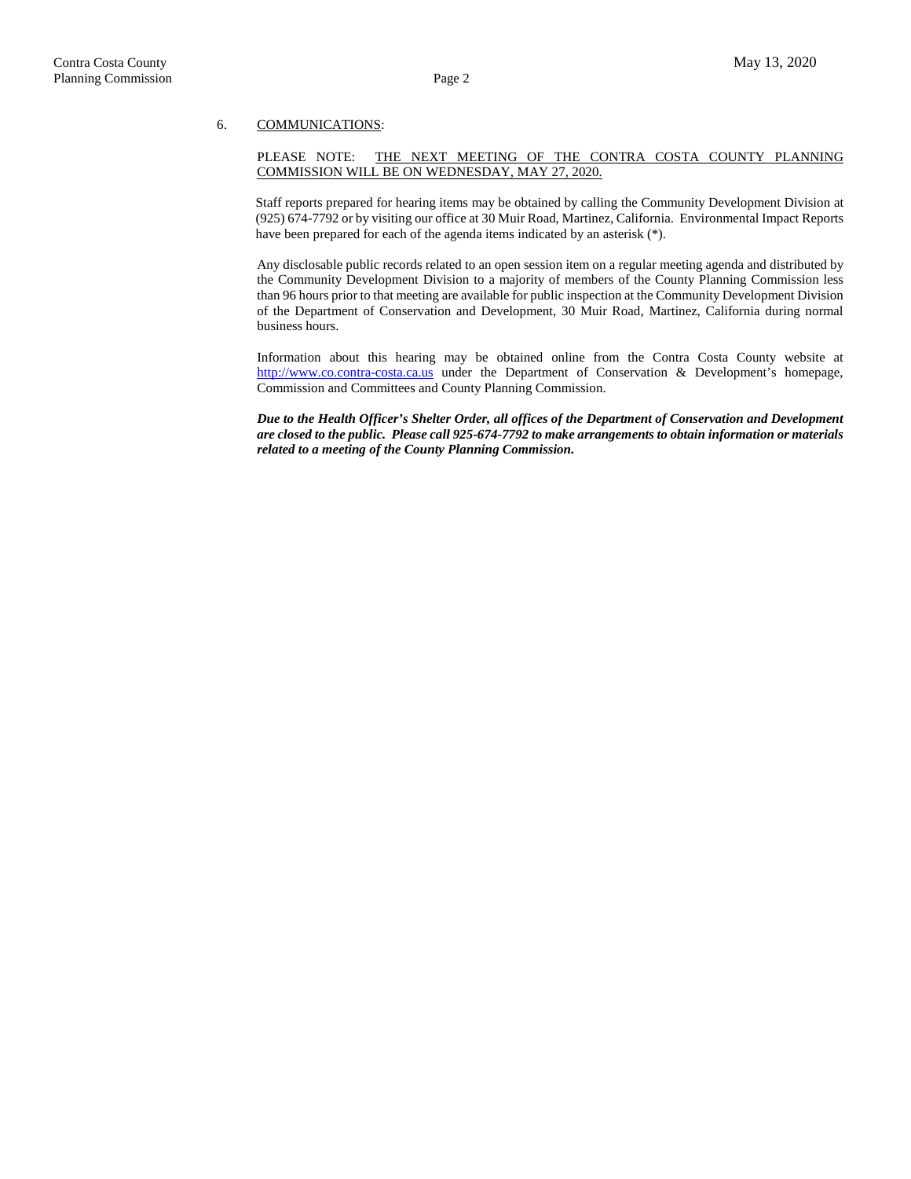6. COMMUNICATIONS:

PLEASE NOTE: THE NEXT MEETING OF THE CONTRA COSTA COUNTY PLANNING COMMISSION WILL BE ON WEDNESDAY, MAY 27, 2020.

Staff reports prepared for hearing items may be obtained by calling the Community Development Division at (925) 674-7792 or by visiting our office at 30 Muir Road, Martinez, California. Environmental Impact Reports have been prepared for each of the agenda items indicated by an asterisk (*).

Any disclosable public records related to an open session item on a regular meeting agenda and distributed by the Community Development Division to a majority of members of the County Planning Commission less than 96 hours prior to that meeting are available for public inspection at the Community Development Division of the Department of Conservation and Development, 30 Muir Road, Martinez, California during normal business hours.

Information about this hearing may be obtained online from the Contra Costa County website at http://www.co.contra-costa.ca.us under the Department of Conservation & Development's homepage, Commission and Committees and County Planning Commission.

***Due to the Health Officer's Shelter Order, all offices of the Department of Conservation and Development are closed to the public. Please call 925-674-7792 to make arrangements to obtain information or materials related to a meeting of the County Planning Commission.***